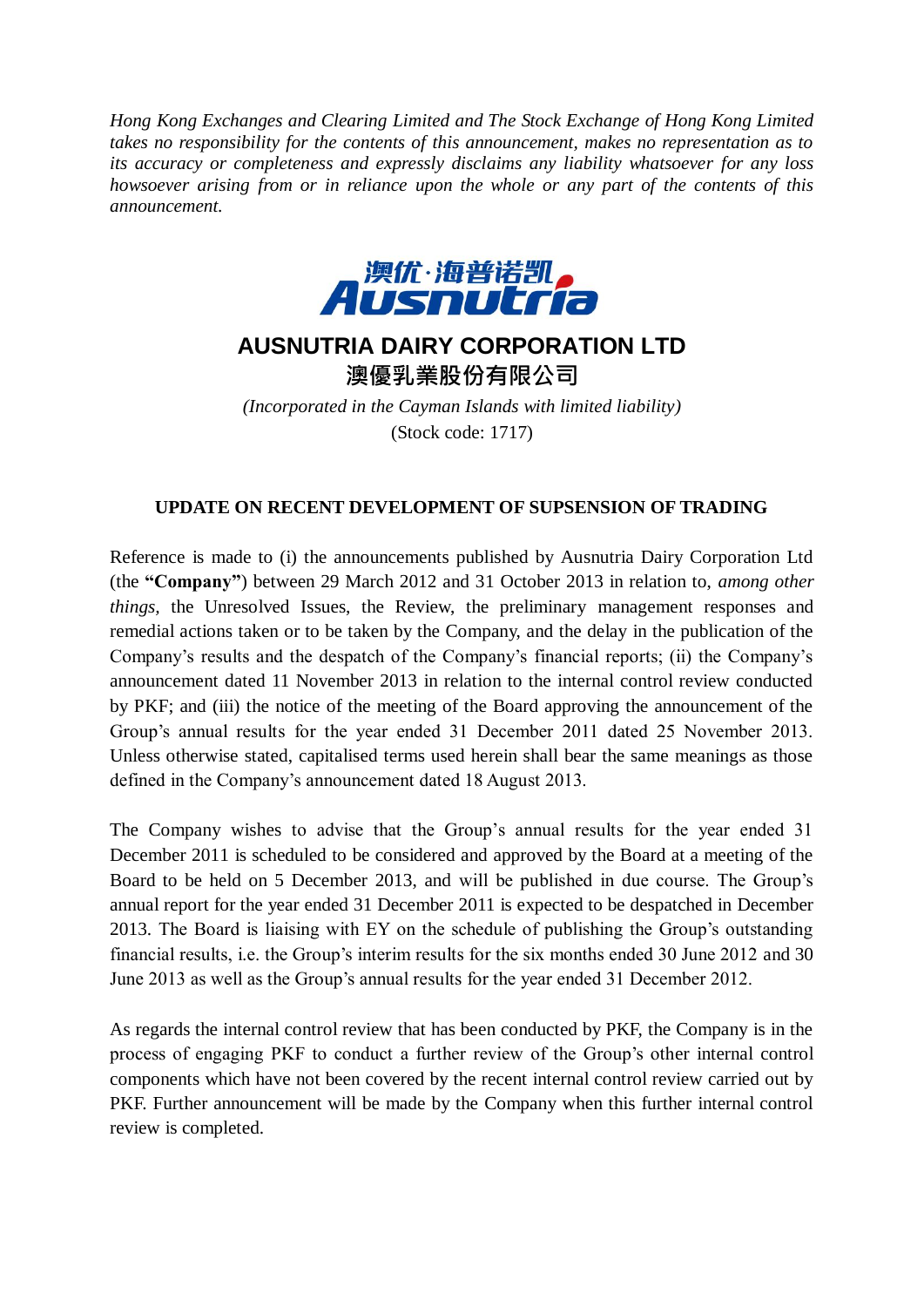*Hong Kong Exchanges and Clearing Limited and The Stock Exchange of Hong Kong Limited takes no responsibility for the contents of this announcement, makes no representation as to its accuracy or completeness and expressly disclaims any liability whatsoever for any loss howsoever arising from or in reliance upon the whole or any part of the contents of this announcement.*

# AUSNUTRIA DAIRY CORPORATION LTD

# 澳優乳業股份有限公司

*(Incorporated in the Cayman Islands with limited liability)*

(Stock code: 1717)

## UPDATE ON RECENT DEVELOPMENT OF SUPSENSION OF TRADING

Reference is made to (i) the announcements published by Ausnutria Dairy Corporation Ltd (the **"Company"**) between 29 March 2012 and 31 October 2013 in relation to, *among other things*, the Unresolved Issues, the Review, the preliminary management responses and remedial actions taken or to be taken by the Company, and the delay in the publication of the Company's results and the despatch of the Company's financial reports; (ii) the Company's announcement dated 11 November 2013 in relation to the internal control review conducted by PKF; and (iii) the notice of the meeting of the Board approving the announcement of the Group's annual results for the year ended 31 December 2011 dated 25 November 2013. Unless otherwise stated, capitalised terms used herein shall bear the same meanings as those defined in the Company's announcement dated 18 August 2013.

The Company wishes to advise that the Group's annual results for the year ended 31 December 2011 is scheduled to be considered and approved by the Board at a meeting of the Board to be held on 5 December 2013, and will be published in due course. The Group's annual report for the year ended 31 December 2011 is expected to be despatched in December 2013. The Board is liaising with EY on the schedule of publishing the Group's outstanding financial results, i.e. the Group's interim results for the six months ended 30 June 2012 and 30 June 2013 as well as the Group's annual results for the year ended 31 December 2012.

As regards the internal control review that has been conducted by PKF, the Company is in the process of engaging PKF to conduct a further review of the Group's other internal control components which have not been covered by the recent internal control review carried out by PKF. Further announcement will be made by the Company when this further internal control review is completed.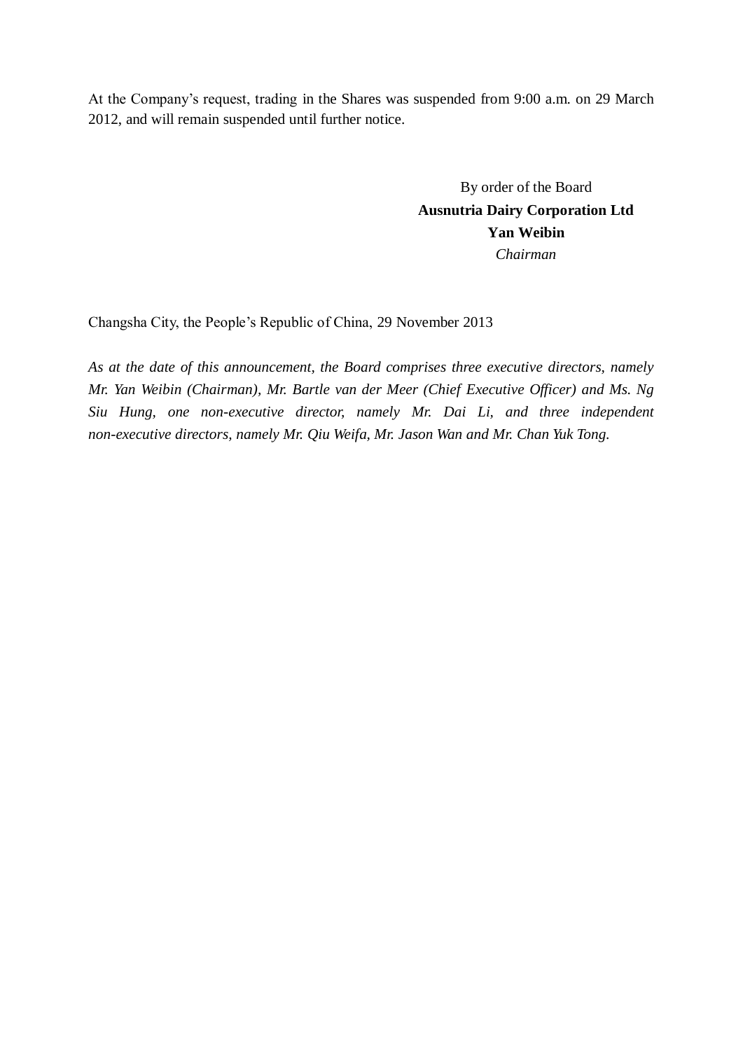At the Company's request, trading in the Shares was suspended from 9:00 a.m. on 29 March 2012, and will remain suspended until further notice.

By order of the Board
**Ausnutria Dairy Corporation Ltd**
**Yan Weibin**
*Chairman*

Changsha City, the People's Republic of China, 29 November 2013

*As at the date of this announcement, the Board comprises three executive directors, namely Mr. Yan Weibin (Chairman), Mr. Bartle van der Meer (Chief Executive Officer) and Ms. Ng Siu Hung, one non-executive director, namely Mr. Dai Li, and three independent non-executive directors, namely Mr. Qiu Weifa, Mr. Jason Wan and Mr. Chan Yuk Tong.*